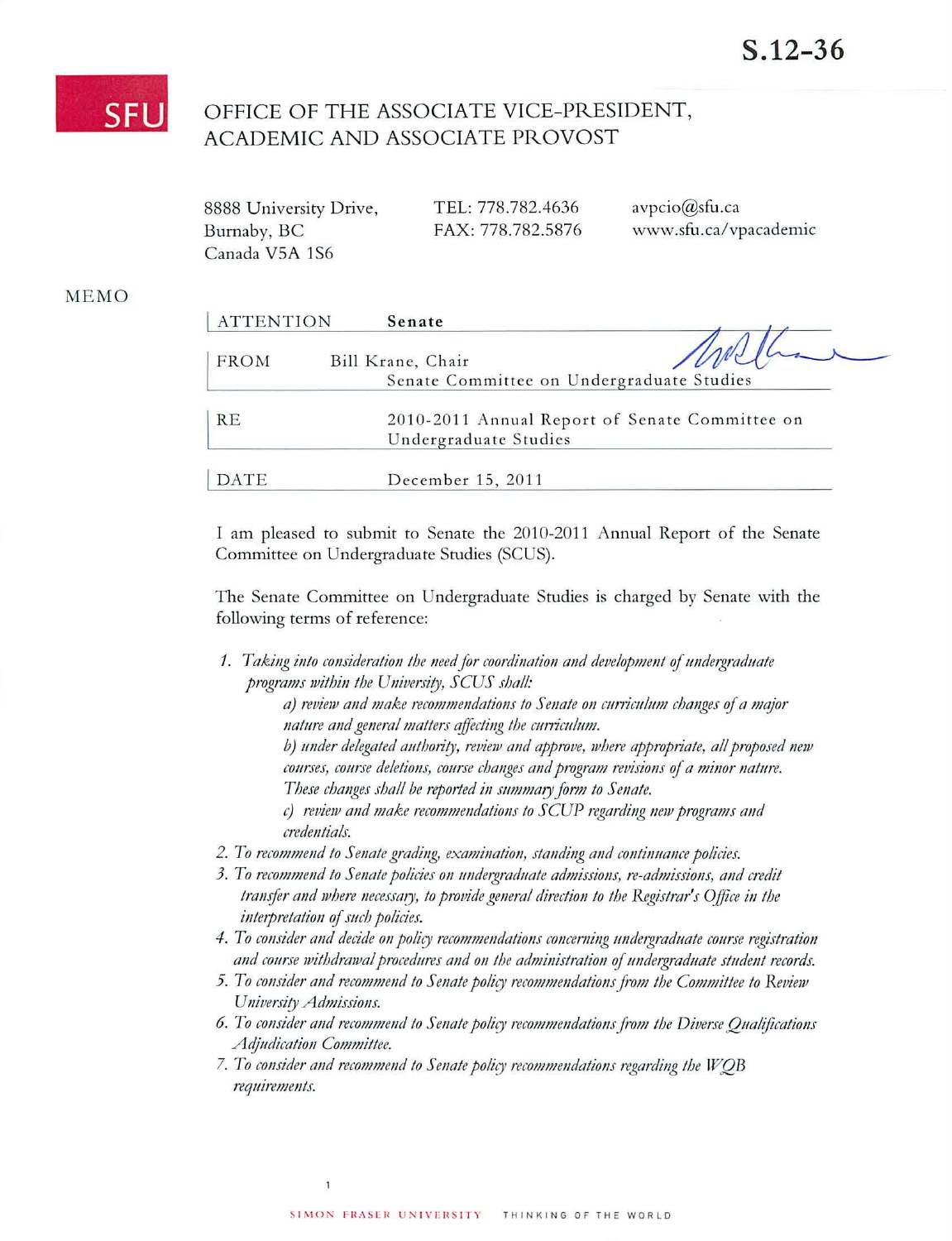S.12-36

SFU

# OFFICE OF THE ASSOCIATE VICE-PRESIDENT, ACADEMIC AND ASSOCIATE PROVOST

8888 University Drive,
Burnaby, BC
Canada V5A 1S6

TEL: 778.782.4636
FAX: 778.782.5876

avpcio@sfu.ca
www.sfu.ca/vpacademic

MEMO

| | |
|---|---|
| ATTENTION | **Senate** |
| FROM | Bill Krane, Chair<br>Senate Committee on Undergraduate Studies |
| RE | 2010-2011 Annual Report of Senate Committee on Undergraduate Studies |
| DATE | December 15, 2011 |

I am pleased to submit to Senate the 2010-2011 Annual Report of the Senate Committee on Undergraduate Studies (SCUS).

The Senate Committee on Undergraduate Studies is charged by Senate with the following terms of reference:

1. *Taking into consideration the need for coordination and development of undergraduate programs within the University, SCUS shall:*
   *a) review and make recommendations to Senate on curriculum changes of a major nature and general matters affecting the curriculum.*
   *b) under delegated authority, review and approve, where appropriate, all proposed new courses, course deletions, course changes and program revisions of a minor nature. These changes shall be reported in summary form to Senate.*
   *c) review and make recommendations to SCUP regarding new programs and credentials.*
2. *To recommend to Senate grading, examination, standing and continuance policies.*
3. *To recommend to Senate policies on undergraduate admissions, re-admissions, and credit transfer and where necessary, to provide general direction to the Registrar's Office in the interpretation of such policies.*
4. *To consider and decide on policy recommendations concerning undergraduate course registration and course withdrawal procedures and on the administration of undergraduate student records.*
5. *To consider and recommend to Senate policy recommendations from the Committee to Review University Admissions.*
6. *To consider and recommend to Senate policy recommendations from the Diverse Qualifications Adjudication Committee.*
7. *To consider and recommend to Senate policy recommendations regarding the WQB requirements.*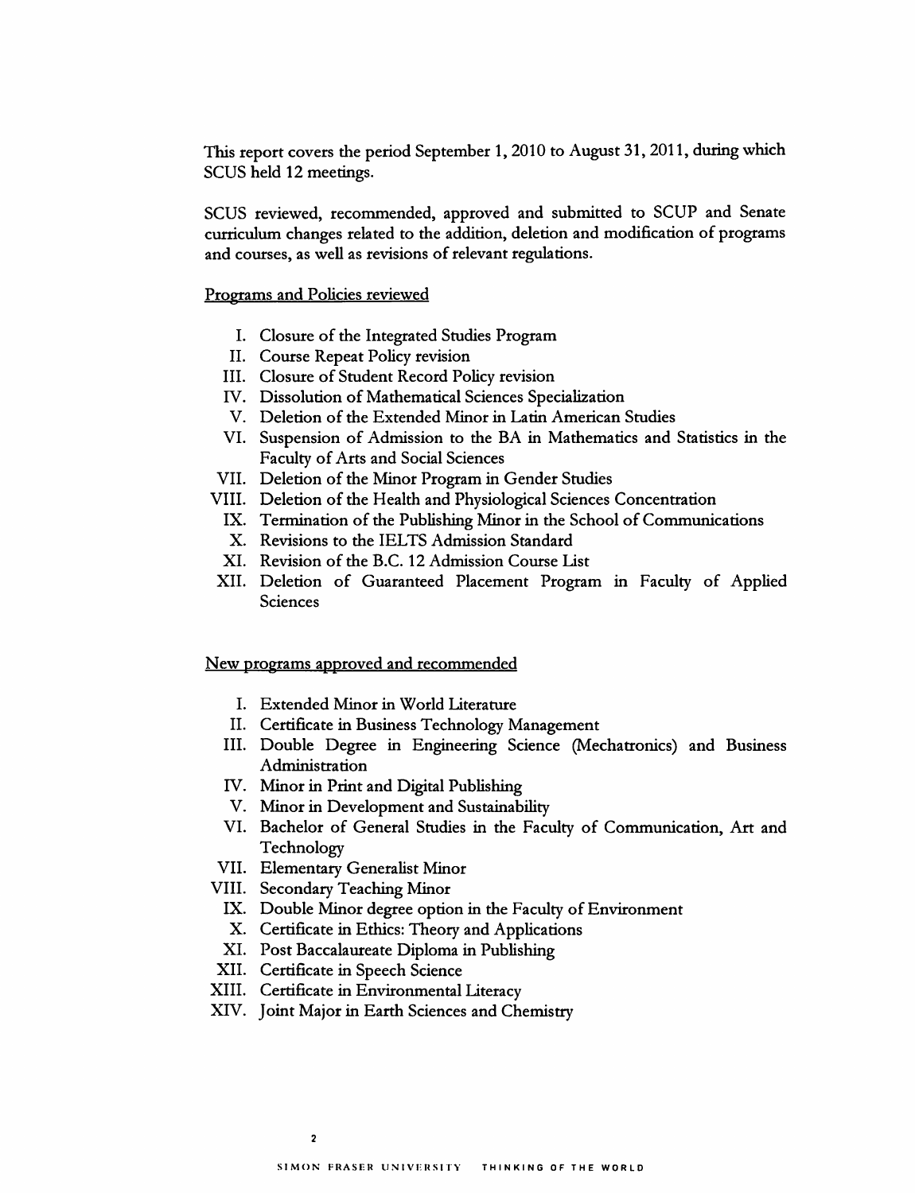This report covers the period September 1, 2010 to August 31, 2011, during which SCUS held 12 meetings.

SCUS reviewed, recommended, approved and submitted to SCUP and Senate curriculum changes related to the addition, deletion and modification of programs and courses, as well as revisions of relevant regulations.

<u>Programs and Policies reviewed</u>

I. Closure of the Integrated Studies Program
II. Course Repeat Policy revision
III. Closure of Student Record Policy revision
IV. Dissolution of Mathematical Sciences Specialization
V. Deletion of the Extended Minor in Latin American Studies
VI. Suspension of Admission to the BA in Mathematics and Statistics in the Faculty of Arts and Social Sciences
VII. Deletion of the Minor Program in Gender Studies
VIII. Deletion of the Health and Physiological Sciences Concentration
IX. Termination of the Publishing Minor in the School of Communications
X. Revisions to the IELTS Admission Standard
XI. Revision of the B.C. 12 Admission Course List
XII. Deletion of Guaranteed Placement Program in Faculty of Applied Sciences

<u>New programs approved and recommended</u>

I. Extended Minor in World Literature
II. Certificate in Business Technology Management
III. Double Degree in Engineering Science (Mechatronics) and Business Administration
IV. Minor in Print and Digital Publishing
V. Minor in Development and Sustainability
VI. Bachelor of General Studies in the Faculty of Communication, Art and Technology
VII. Elementary Generalist Minor
VIII. Secondary Teaching Minor
IX. Double Minor degree option in the Faculty of Environment
X. Certificate in Ethics: Theory and Applications
XI. Post Baccalaureate Diploma in Publishing
XII. Certificate in Speech Science
XIII. Certificate in Environmental Literacy
XIV. Joint Major in Earth Sciences and Chemistry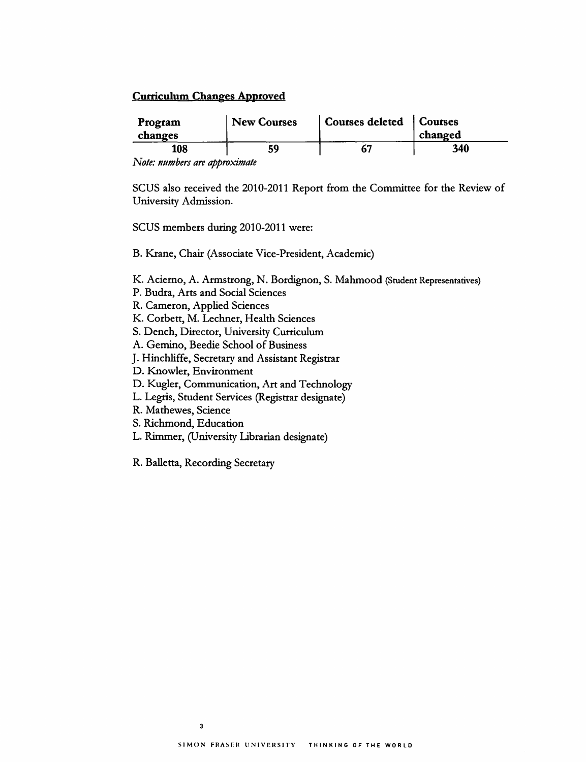**Curriculum Changes Approved**

| Program changes | New Courses | Courses deleted | Courses changed |
|---|---|---|---|
| 108 | 59 | 67 | 340 |

*Note: numbers are approximate*

SCUS also received the 2010-2011 Report from the Committee for the Review of University Admission.

SCUS members during 2010-2011 were:

B. Krane, Chair (Associate Vice-President, Academic)

K. Acierno, A. Armstrong, N. Bordignon, S. Mahmood (Student Representatives)
P. Budra, Arts and Social Sciences
R. Cameron, Applied Sciences
K. Corbett, M. Lechner, Health Sciences
S. Dench, Director, University Curriculum
A. Gemino, Beedie School of Business
J. Hinchliffe, Secretary and Assistant Registrar
D. Knowler, Environment
D. Kugler, Communication, Art and Technology
L. Legris, Student Services (Registrar designate)
R. Mathewes, Science
S. Richmond, Education
L. Rimmer, (University Librarian designate)

R. Balletta, Recording Secretary